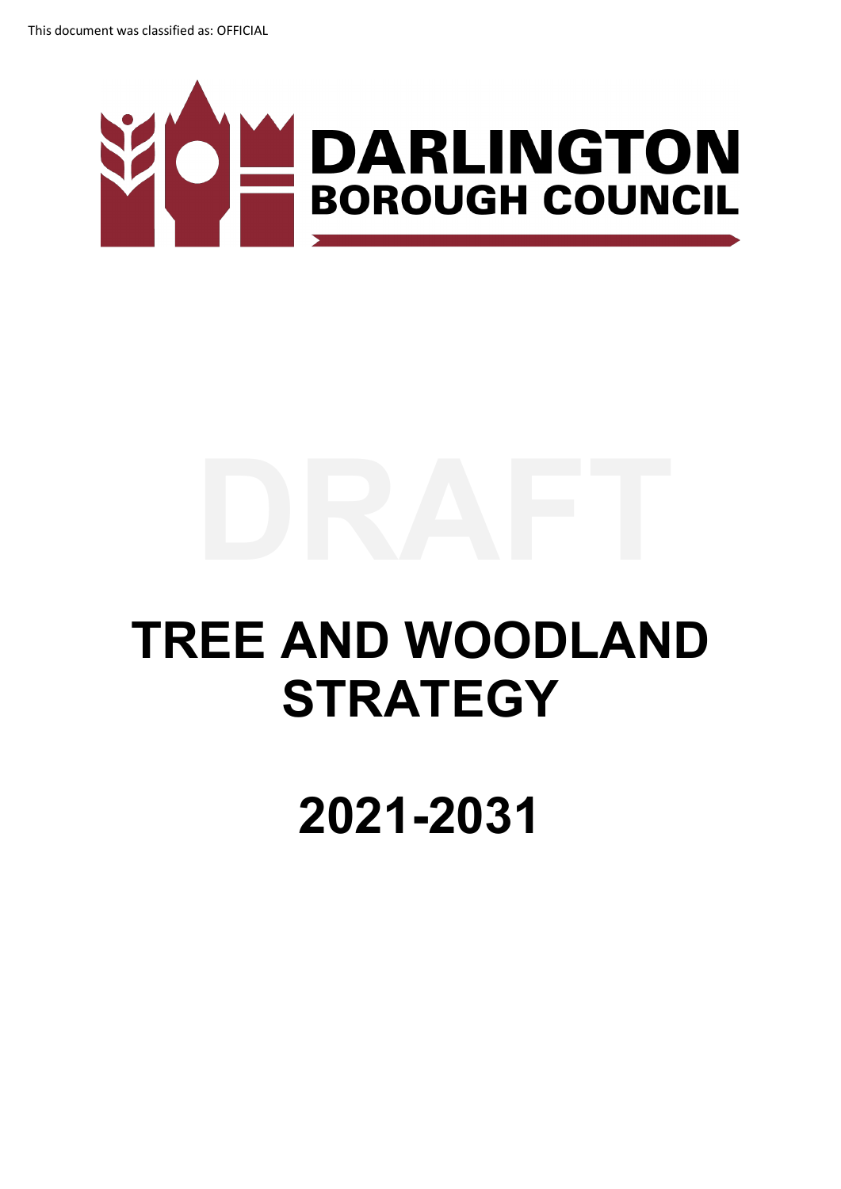This document was classified as: OFFICIAL

DARLINGTON
BOROUGH COUNCIL

DRAFT

# TREE AND WOODLAND STRATEGY

# 2021-2031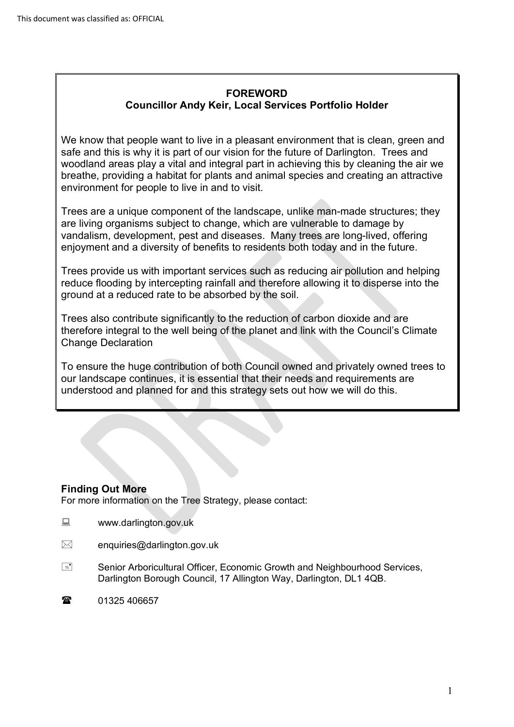## FOREWORD
### Councillor Andy Keir, Local Services Portfolio Holder

We know that people want to live in a pleasant environment that is clean, green and safe and this is why it is part of our vision for the future of Darlington. Trees and woodland areas play a vital and integral part in achieving this by cleaning the air we breathe, providing a habitat for plants and animal species and creating an attractive environment for people to live in and to visit.

Trees are a unique component of the landscape, unlike man-made structures; they are living organisms subject to change, which are vulnerable to damage by vandalism, development, pest and diseases. Many trees are long-lived, offering enjoyment and a diversity of benefits to residents both today and in the future.

Trees provide us with important services such as reducing air pollution and helping reduce flooding by intercepting rainfall and therefore allowing it to disperse into the ground at a reduced rate to be absorbed by the soil.

Trees also contribute significantly to the reduction of carbon dioxide and are therefore integral to the well being of the planet and link with the Council's Climate Change Declaration

To ensure the huge contribution of both Council owned and privately owned trees to our landscape continues, it is essential that their needs and requirements are understood and planned for and this strategy sets out how we will do this.

**Finding Out More**

For more information on the Tree Strategy, please contact:

- www.darlington.gov.uk
- enquiries@darlington.gov.uk
- Senior Arboricultural Officer, Economic Growth and Neighbourhood Services, Darlington Borough Council, 17 Allington Way, Darlington, DL1 4QB.
- 01325 406657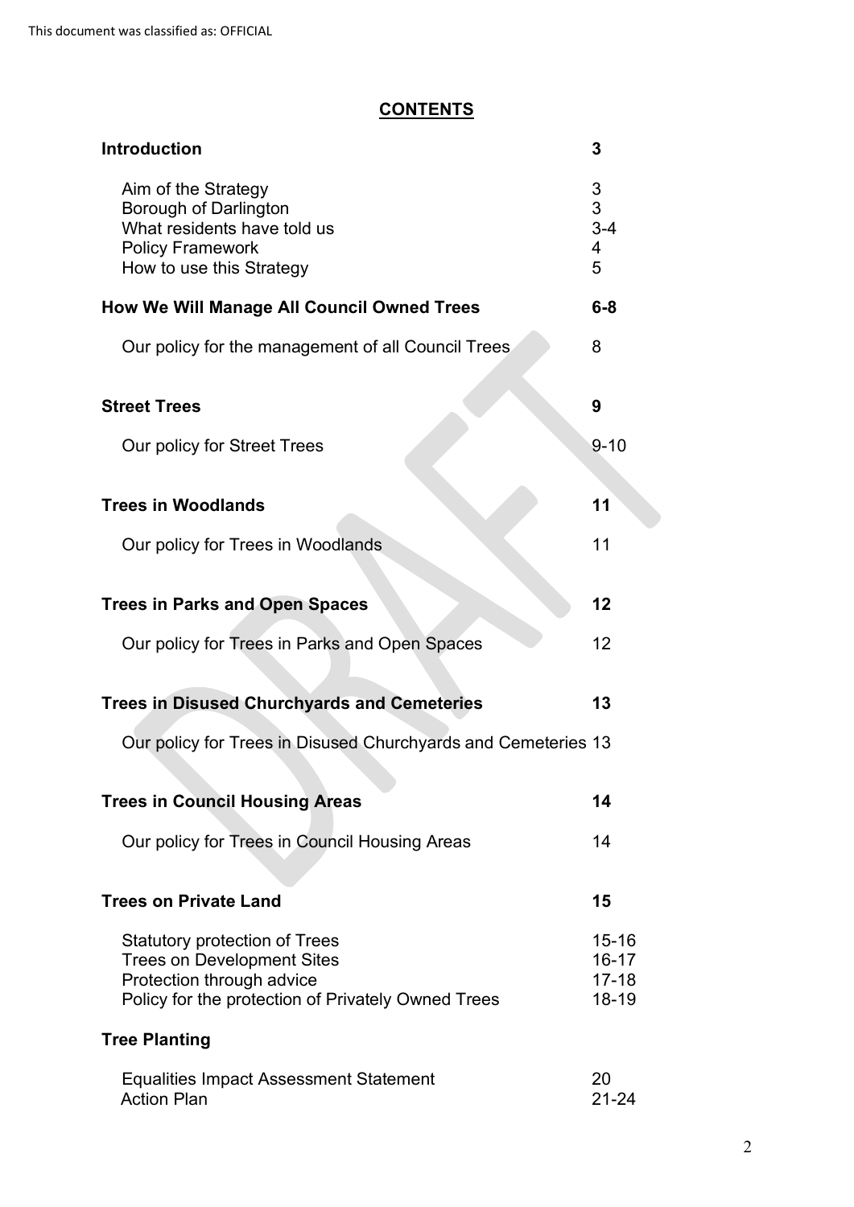This document was classified as: OFFICIAL

## CONTENTS

| | |
|---|---|
| **Introduction** | **3** |
| Aim of the Strategy | 3 |
| Borough of Darlington | 3 |
| What residents have told us | 3-4 |
| Policy Framework | 4 |
| How to use this Strategy | 5 |
| **How We Will Manage All Council Owned Trees** | **6-8** |
| Our policy for the management of all Council Trees | 8 |
| **Street Trees** | **9** |
| Our policy for Street Trees | 9-10 |
| **Trees in Woodlands** | **11** |
| Our policy for Trees in Woodlands | 11 |
| **Trees in Parks and Open Spaces** | **12** |
| Our policy for Trees in Parks and Open Spaces | 12 |
| **Trees in Disused Churchyards and Cemeteries** | **13** |
| Our policy for Trees in Disused Churchyards and Cemeteries | 13 |
| **Trees in Council Housing Areas** | **14** |
| Our policy for Trees in Council Housing Areas | 14 |
| **Trees on Private Land** | **15** |
| Statutory protection of Trees | 15-16 |
| Trees on Development Sites | 16-17 |
| Protection through advice | 17-18 |
| Policy for the protection of Privately Owned Trees | 18-19 |
| **Tree Planting** | |
| Equalities Impact Assessment Statement | 20 |
| Action Plan | 21-24 |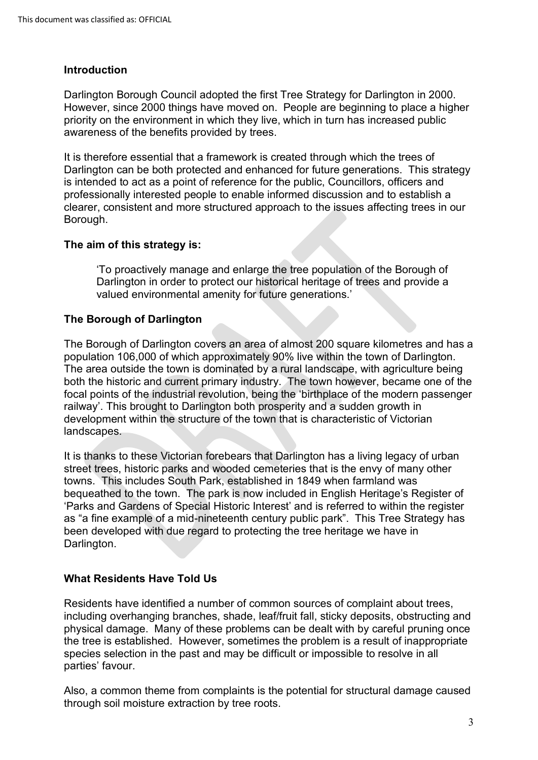## Introduction

Darlington Borough Council adopted the first Tree Strategy for Darlington in 2000. However, since 2000 things have moved on. People are beginning to place a higher priority on the environment in which they live, which in turn has increased public awareness of the benefits provided by trees.

It is therefore essential that a framework is created through which the trees of Darlington can be both protected and enhanced for future generations. This strategy is intended to act as a point of reference for the public, Councillors, officers and professionally interested people to enable informed discussion and to establish a clearer, consistent and more structured approach to the issues affecting trees in our Borough.

### The aim of this strategy is:

> 'To proactively manage and enlarge the tree population of the Borough of Darlington in order to protect our historical heritage of trees and provide a valued environmental amenity for future generations.'

## The Borough of Darlington

The Borough of Darlington covers an area of almost 200 square kilometres and has a population 106,000 of which approximately 90% live within the town of Darlington. The area outside the town is dominated by a rural landscape, with agriculture being both the historic and current primary industry. The town however, became one of the focal points of the industrial revolution, being the 'birthplace of the modern passenger railway'. This brought to Darlington both prosperity and a sudden growth in development within the structure of the town that is characteristic of Victorian landscapes.

It is thanks to these Victorian forebears that Darlington has a living legacy of urban street trees, historic parks and wooded cemeteries that is the envy of many other towns. This includes South Park, established in 1849 when farmland was bequeathed to the town. The park is now included in English Heritage's Register of 'Parks and Gardens of Special Historic Interest' and is referred to within the register as "a fine example of a mid-nineteenth century public park". This Tree Strategy has been developed with due regard to protecting the tree heritage we have in Darlington.

## What Residents Have Told Us

Residents have identified a number of common sources of complaint about trees, including overhanging branches, shade, leaf/fruit fall, sticky deposits, obstructing and physical damage. Many of these problems can be dealt with by careful pruning once the tree is established. However, sometimes the problem is a result of inappropriate species selection in the past and may be difficult or impossible to resolve in all parties' favour.

Also, a common theme from complaints is the potential for structural damage caused through soil moisture extraction by tree roots.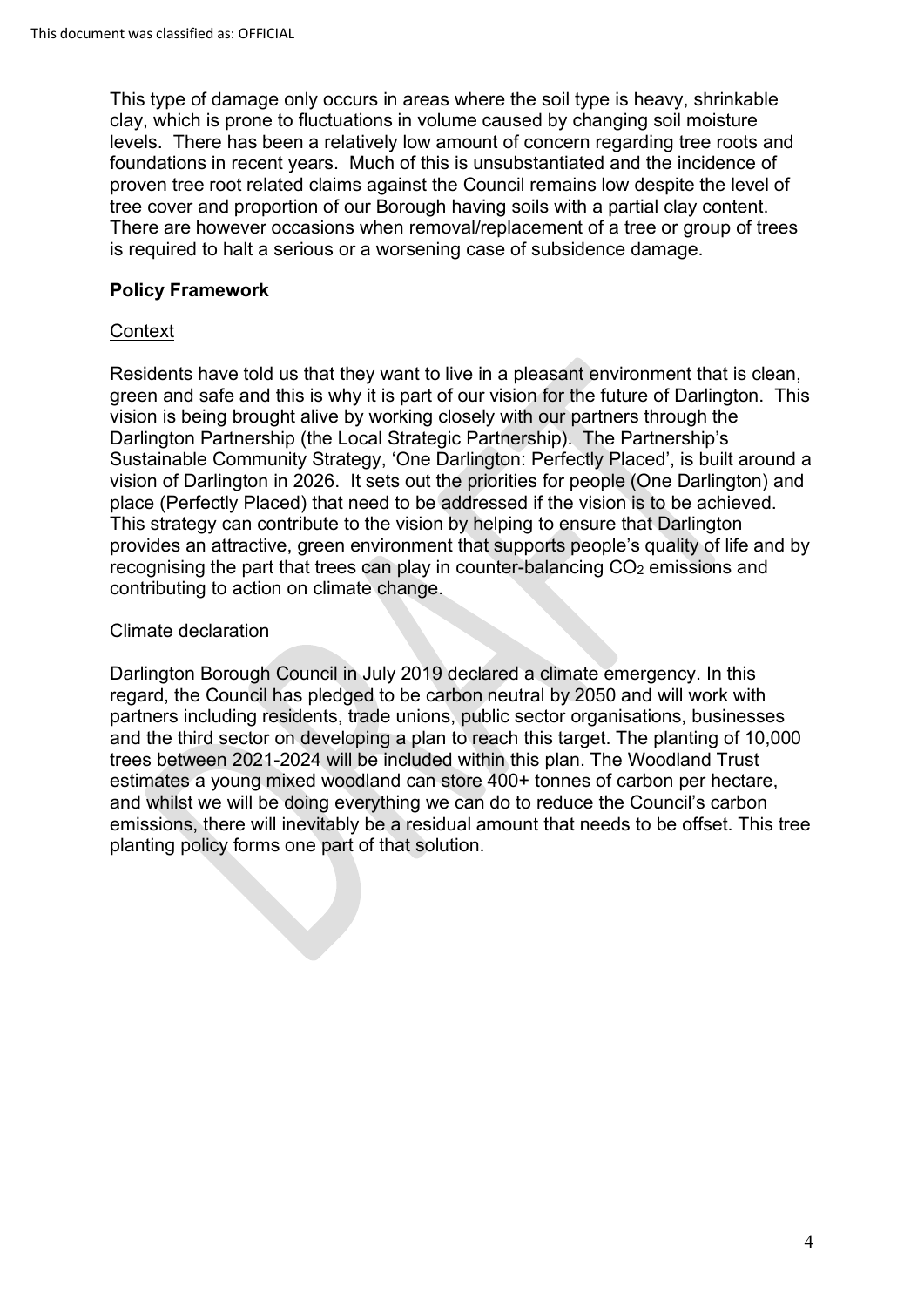This type of damage only occurs in areas where the soil type is heavy, shrinkable clay, which is prone to fluctuations in volume caused by changing soil moisture levels. There has been a relatively low amount of concern regarding tree roots and foundations in recent years. Much of this is unsubstantiated and the incidence of proven tree root related claims against the Council remains low despite the level of tree cover and proportion of our Borough having soils with a partial clay content. There are however occasions when removal/replacement of a tree or group of trees is required to halt a serious or a worsening case of subsidence damage.

**Policy Framework**

Context

Residents have told us that they want to live in a pleasant environment that is clean, green and safe and this is why it is part of our vision for the future of Darlington. This vision is being brought alive by working closely with our partners through the Darlington Partnership (the Local Strategic Partnership). The Partnership's Sustainable Community Strategy, 'One Darlington: Perfectly Placed', is built around a vision of Darlington in 2026. It sets out the priorities for people (One Darlington) and place (Perfectly Placed) that need to be addressed if the vision is to be achieved. This strategy can contribute to the vision by helping to ensure that Darlington provides an attractive, green environment that supports people's quality of life and by recognising the part that trees can play in counter-balancing $CO_2$ emissions and contributing to action on climate change.

Climate declaration

Darlington Borough Council in July 2019 declared a climate emergency. In this regard, the Council has pledged to be carbon neutral by 2050 and will work with partners including residents, trade unions, public sector organisations, businesses and the third sector on developing a plan to reach this target. The planting of 10,000 trees between 2021-2024 will be included within this plan. The Woodland Trust estimates a young mixed woodland can store 400+ tonnes of carbon per hectare, and whilst we will be doing everything we can do to reduce the Council's carbon emissions, there will inevitably be a residual amount that needs to be offset. This tree planting policy forms one part of that solution.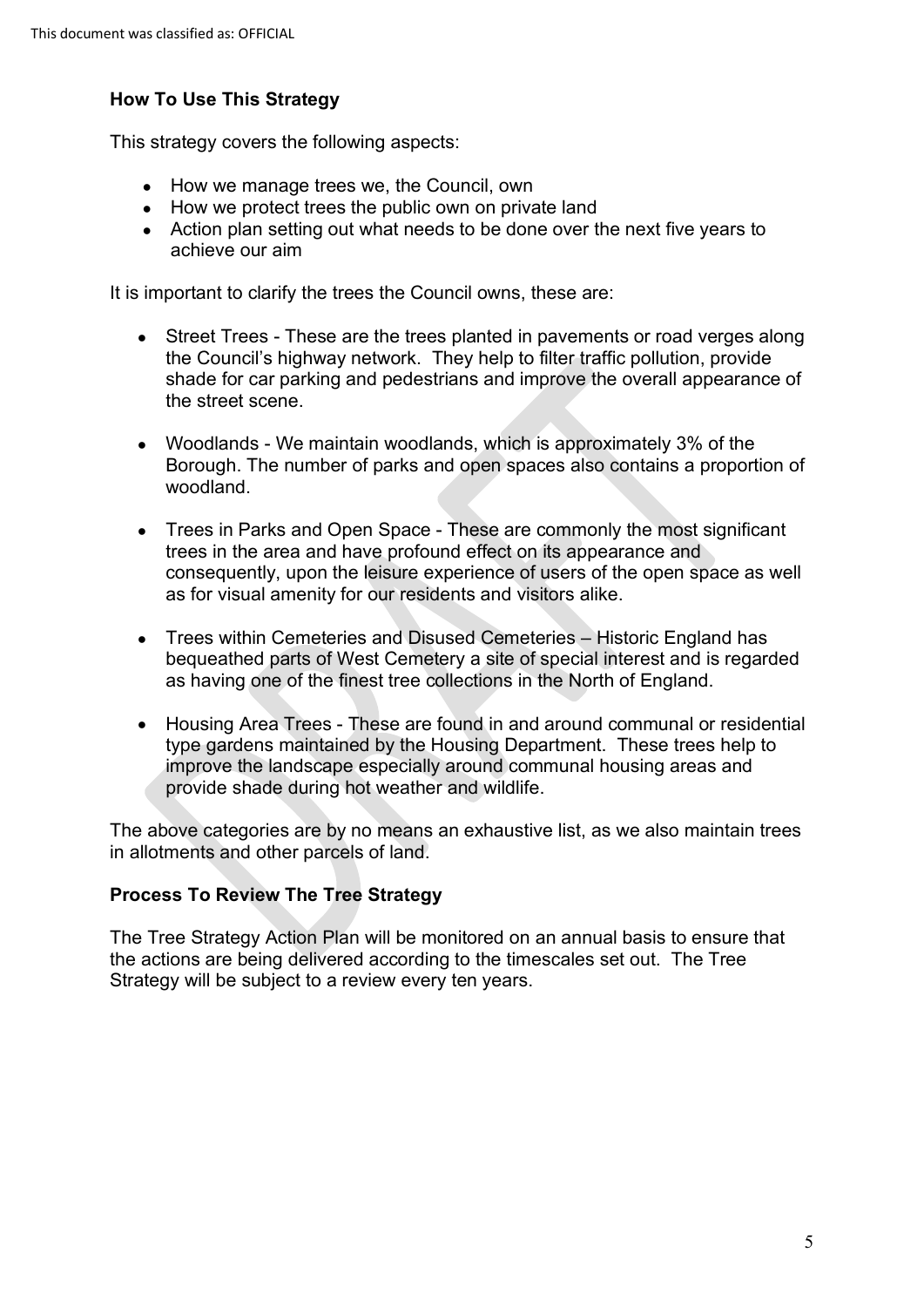### How To Use This Strategy

This strategy covers the following aspects:

- How we manage trees we, the Council, own
- How we protect trees the public own on private land
- Action plan setting out what needs to be done over the next five years to achieve our aim

It is important to clarify the trees the Council owns, these are:

- Street Trees - These are the trees planted in pavements or road verges along the Council's highway network. They help to filter traffic pollution, provide shade for car parking and pedestrians and improve the overall appearance of the street scene.
- Woodlands - We maintain woodlands, which is approximately 3% of the Borough. The number of parks and open spaces also contains a proportion of woodland.
- Trees in Parks and Open Space - These are commonly the most significant trees in the area and have profound effect on its appearance and consequently, upon the leisure experience of users of the open space as well as for visual amenity for our residents and visitors alike.
- Trees within Cemeteries and Disused Cemeteries – Historic England has bequeathed parts of West Cemetery a site of special interest and is regarded as having one of the finest tree collections in the North of England.
- Housing Area Trees - These are found in and around communal or residential type gardens maintained by the Housing Department. These trees help to improve the landscape especially around communal housing areas and provide shade during hot weather and wildlife.

The above categories are by no means an exhaustive list, as we also maintain trees in allotments and other parcels of land.

### Process To Review The Tree Strategy

The Tree Strategy Action Plan will be monitored on an annual basis to ensure that the actions are being delivered according to the timescales set out. The Tree Strategy will be subject to a review every ten years.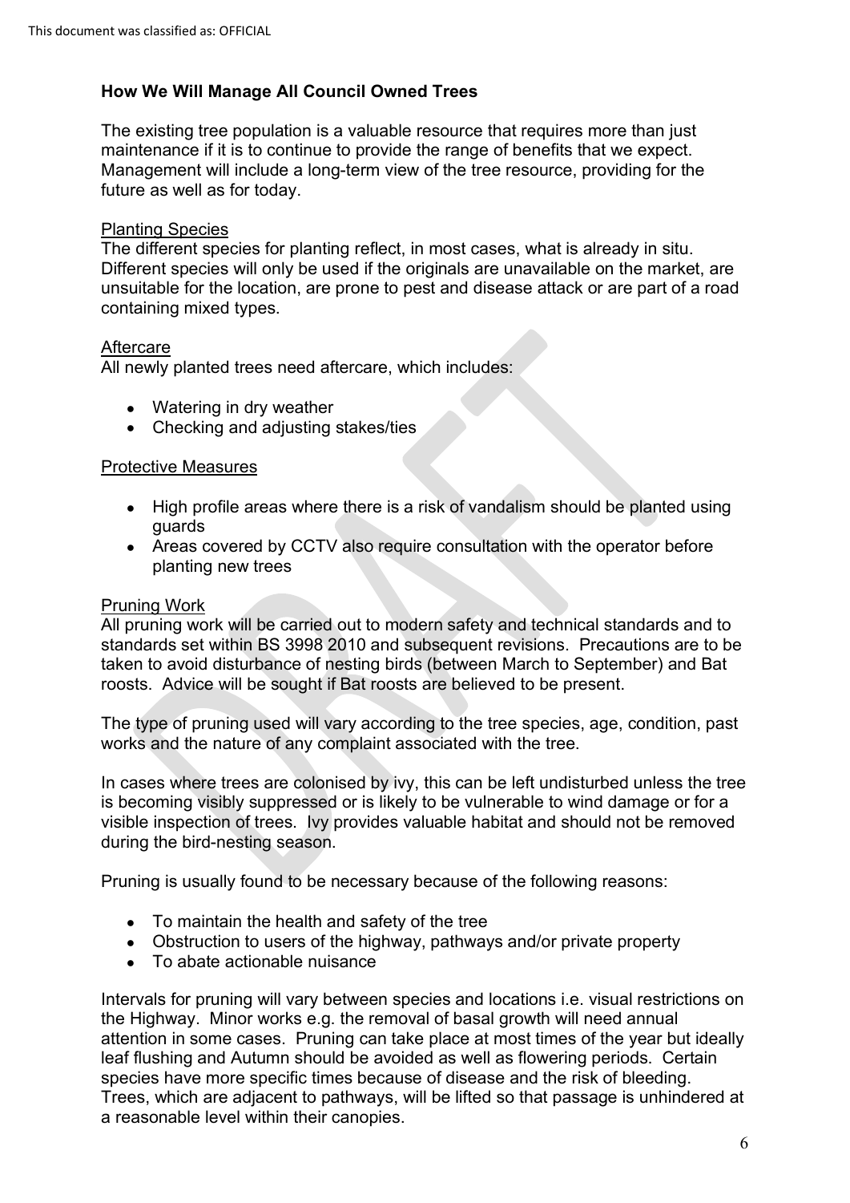**How We Will Manage All Council Owned Trees**

The existing tree population is a valuable resource that requires more than just maintenance if it is to continue to provide the range of benefits that we expect. Management will include a long-term view of the tree resource, providing for the future as well as for today.

<u>Planting Species</u>

The different species for planting reflect, in most cases, what is already in situ. Different species will only be used if the originals are unavailable on the market, are unsuitable for the location, are prone to pest and disease attack or are part of a road containing mixed types.

<u>Aftercare</u>

All newly planted trees need aftercare, which includes:

- Watering in dry weather
- Checking and adjusting stakes/ties

<u>Protective Measures</u>

- High profile areas where there is a risk of vandalism should be planted using guards
- Areas covered by CCTV also require consultation with the operator before planting new trees

<u>Pruning Work</u>

All pruning work will be carried out to modern safety and technical standards and to standards set within BS 3998 2010 and subsequent revisions. Precautions are to be taken to avoid disturbance of nesting birds (between March to September) and Bat roosts. Advice will be sought if Bat roosts are believed to be present.

The type of pruning used will vary according to the tree species, age, condition, past works and the nature of any complaint associated with the tree.

In cases where trees are colonised by ivy, this can be left undisturbed unless the tree is becoming visibly suppressed or is likely to be vulnerable to wind damage or for a visible inspection of trees. Ivy provides valuable habitat and should not be removed during the bird-nesting season.

Pruning is usually found to be necessary because of the following reasons:

- To maintain the health and safety of the tree
- Obstruction to users of the highway, pathways and/or private property
- To abate actionable nuisance

Intervals for pruning will vary between species and locations i.e. visual restrictions on the Highway. Minor works e.g. the removal of basal growth will need annual attention in some cases. Pruning can take place at most times of the year but ideally leaf flushing and Autumn should be avoided as well as flowering periods. Certain species have more specific times because of disease and the risk of bleeding. Trees, which are adjacent to pathways, will be lifted so that passage is unhindered at a reasonable level within their canopies.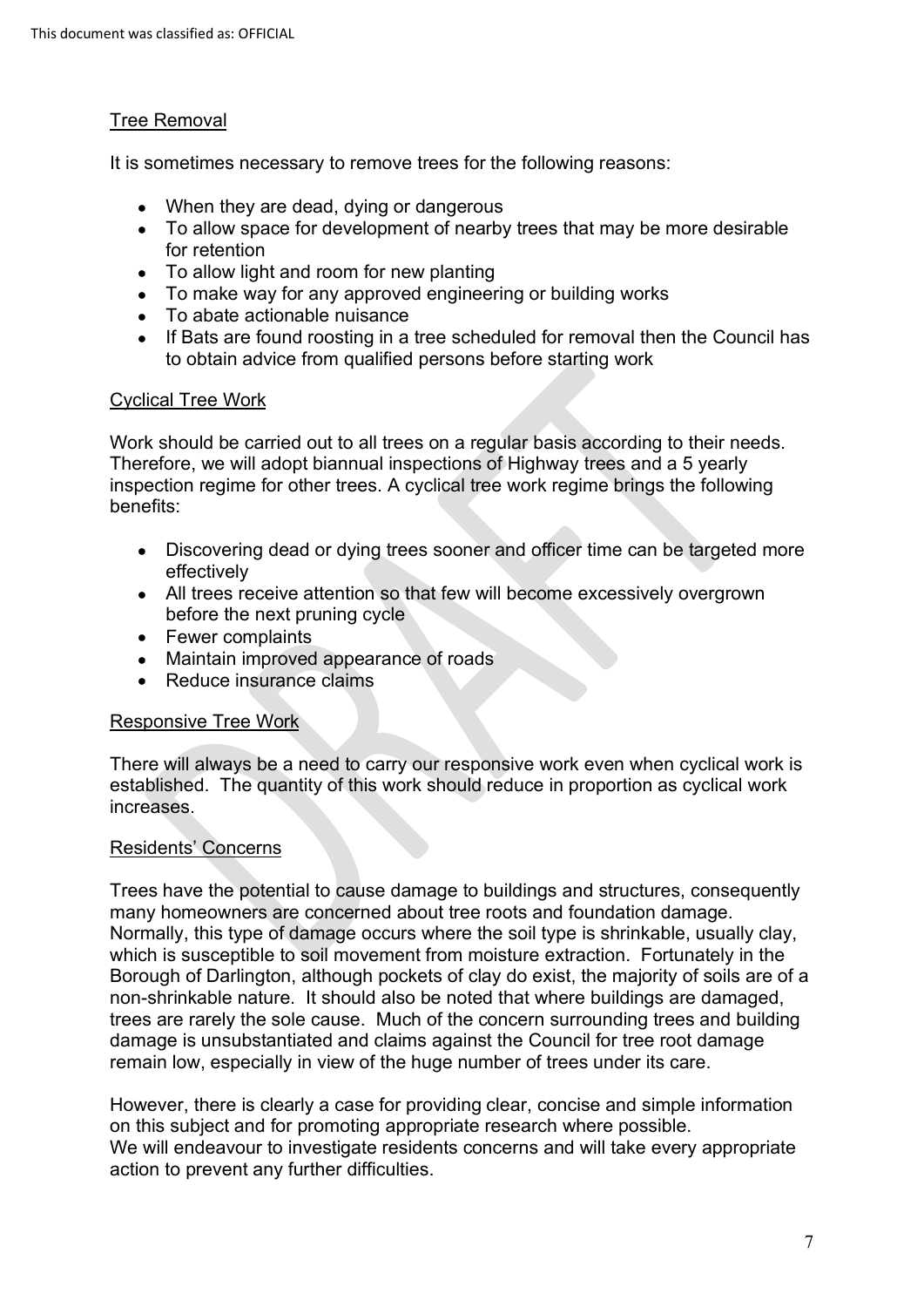## Tree Removal

It is sometimes necessary to remove trees for the following reasons:

- When they are dead, dying or dangerous
- To allow space for development of nearby trees that may be more desirable for retention
- To allow light and room for new planting
- To make way for any approved engineering or building works
- To abate actionable nuisance
- If Bats are found roosting in a tree scheduled for removal then the Council has to obtain advice from qualified persons before starting work

## Cyclical Tree Work

Work should be carried out to all trees on a regular basis according to their needs. Therefore, we will adopt biannual inspections of Highway trees and a 5 yearly inspection regime for other trees. A cyclical tree work regime brings the following benefits:

- Discovering dead or dying trees sooner and officer time can be targeted more effectively
- All trees receive attention so that few will become excessively overgrown before the next pruning cycle
- Fewer complaints
- Maintain improved appearance of roads
- Reduce insurance claims

## Responsive Tree Work

There will always be a need to carry our responsive work even when cyclical work is established. The quantity of this work should reduce in proportion as cyclical work increases.

## Residents' Concerns

Trees have the potential to cause damage to buildings and structures, consequently many homeowners are concerned about tree roots and foundation damage. Normally, this type of damage occurs where the soil type is shrinkable, usually clay, which is susceptible to soil movement from moisture extraction. Fortunately in the Borough of Darlington, although pockets of clay do exist, the majority of soils are of a non-shrinkable nature. It should also be noted that where buildings are damaged, trees are rarely the sole cause. Much of the concern surrounding trees and building damage is unsubstantiated and claims against the Council for tree root damage remain low, especially in view of the huge number of trees under its care.

However, there is clearly a case for providing clear, concise and simple information on this subject and for promoting appropriate research where possible.
We will endeavour to investigate residents concerns and will take every appropriate action to prevent any further difficulties.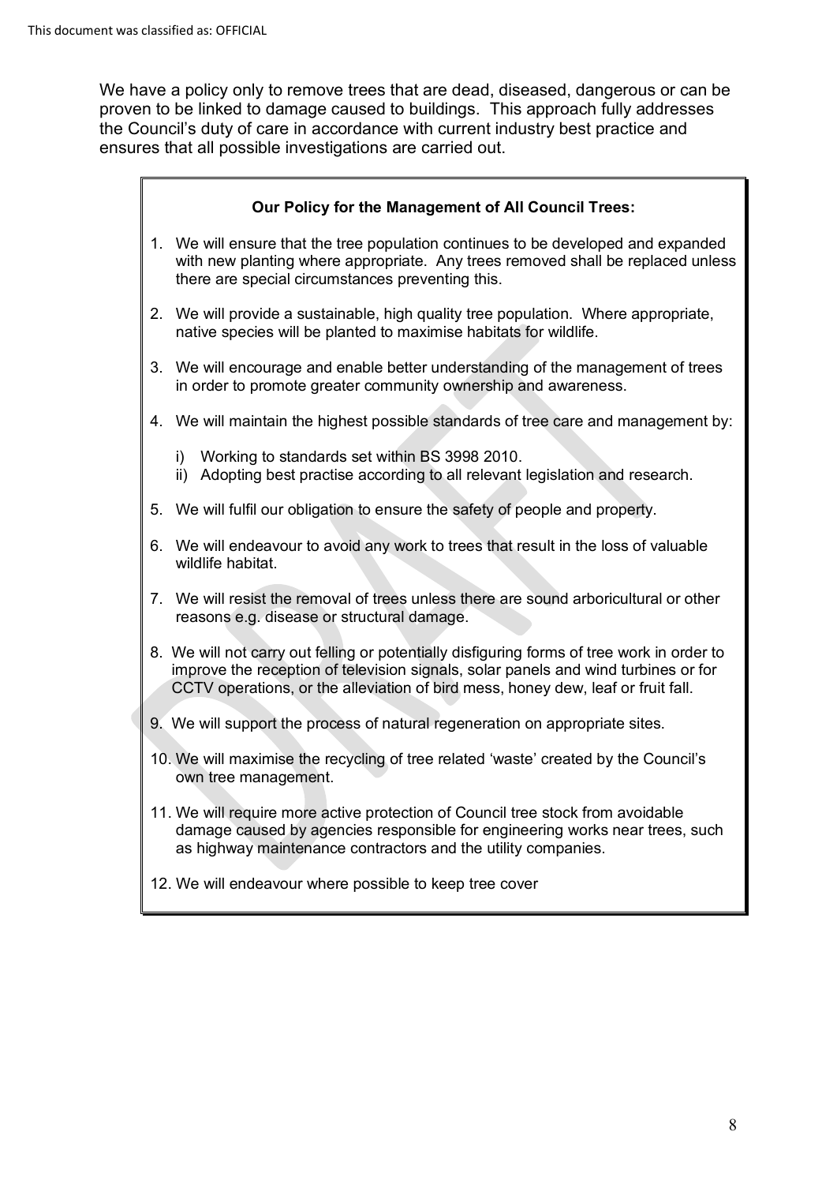We have a policy only to remove trees that are dead, diseased, dangerous or can be proven to be linked to damage caused to buildings. This approach fully addresses the Council's duty of care in accordance with current industry best practice and ensures that all possible investigations are carried out.

**Our Policy for the Management of All Council Trees:**

1. We will ensure that the tree population continues to be developed and expanded with new planting where appropriate. Any trees removed shall be replaced unless there are special circumstances preventing this.

2. We will provide a sustainable, high quality tree population. Where appropriate, native species will be planted to maximise habitats for wildlife.

3. We will encourage and enable better understanding of the management of trees in order to promote greater community ownership and awareness.

4. We will maintain the highest possible standards of tree care and management by:

   i) Working to standards set within BS 3998 2010.
   ii) Adopting best practise according to all relevant legislation and research.

5. We will fulfil our obligation to ensure the safety of people and property.

6. We will endeavour to avoid any work to trees that result in the loss of valuable wildlife habitat.

7. We will resist the removal of trees unless there are sound arboricultural or other reasons e.g. disease or structural damage.

8. We will not carry out felling or potentially disfiguring forms of tree work in order to improve the reception of television signals, solar panels and wind turbines or for CCTV operations, or the alleviation of bird mess, honey dew, leaf or fruit fall.

9. We will support the process of natural regeneration on appropriate sites.

10. We will maximise the recycling of tree related 'waste' created by the Council's own tree management.

11. We will require more active protection of Council tree stock from avoidable damage caused by agencies responsible for engineering works near trees, such as highway maintenance contractors and the utility companies.

12. We will endeavour where possible to keep tree cover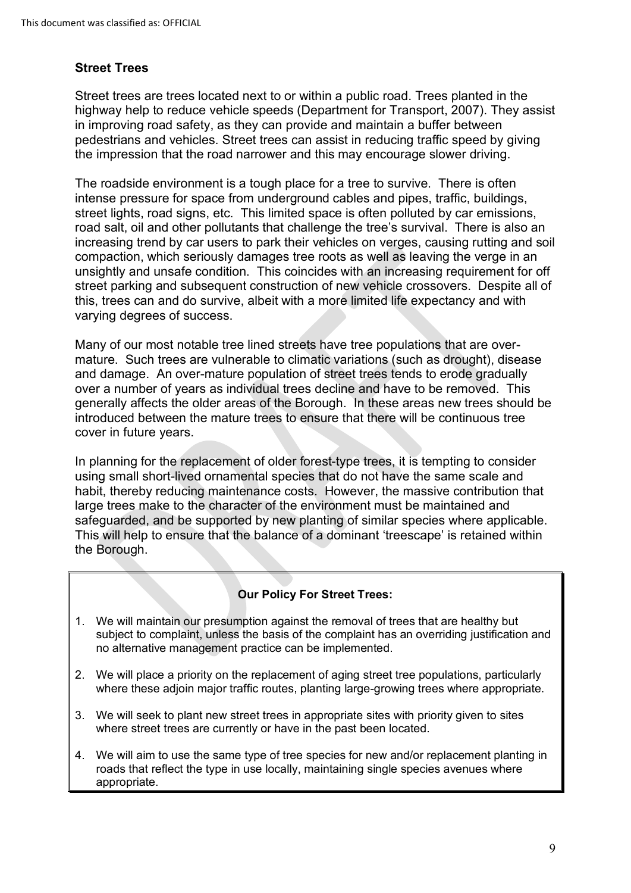## Street Trees

Street trees are trees located next to or within a public road. Trees planted in the highway help to reduce vehicle speeds (Department for Transport, 2007). They assist in improving road safety, as they can provide and maintain a buffer between pedestrians and vehicles. Street trees can assist in reducing traffic speed by giving the impression that the road narrower and this may encourage slower driving.

The roadside environment is a tough place for a tree to survive. There is often intense pressure for space from underground cables and pipes, traffic, buildings, street lights, road signs, etc. This limited space is often polluted by car emissions, road salt, oil and other pollutants that challenge the tree's survival. There is also an increasing trend by car users to park their vehicles on verges, causing rutting and soil compaction, which seriously damages tree roots as well as leaving the verge in an unsightly and unsafe condition. This coincides with an increasing requirement for off street parking and subsequent construction of new vehicle crossovers. Despite all of this, trees can and do survive, albeit with a more limited life expectancy and with varying degrees of success.

Many of our most notable tree lined streets have tree populations that are over-mature. Such trees are vulnerable to climatic variations (such as drought), disease and damage. An over-mature population of street trees tends to erode gradually over a number of years as individual trees decline and have to be removed. This generally affects the older areas of the Borough. In these areas new trees should be introduced between the mature trees to ensure that there will be continuous tree cover in future years.

In planning for the replacement of older forest-type trees, it is tempting to consider using small short-lived ornamental species that do not have the same scale and habit, thereby reducing maintenance costs. However, the massive contribution that large trees make to the character of the environment must be maintained and safeguarded, and be supported by new planting of similar species where applicable. This will help to ensure that the balance of a dominant 'treescape' is retained within the Borough.

**Our Policy For Street Trees:**

1. We will maintain our presumption against the removal of trees that are healthy but subject to complaint, unless the basis of the complaint has an overriding justification and no alternative management practice can be implemented.
2. We will place a priority on the replacement of aging street tree populations, particularly where these adjoin major traffic routes, planting large-growing trees where appropriate.
3. We will seek to plant new street trees in appropriate sites with priority given to sites where street trees are currently or have in the past been located.
4. We will aim to use the same type of tree species for new and/or replacement planting in roads that reflect the type in use locally, maintaining single species avenues where appropriate.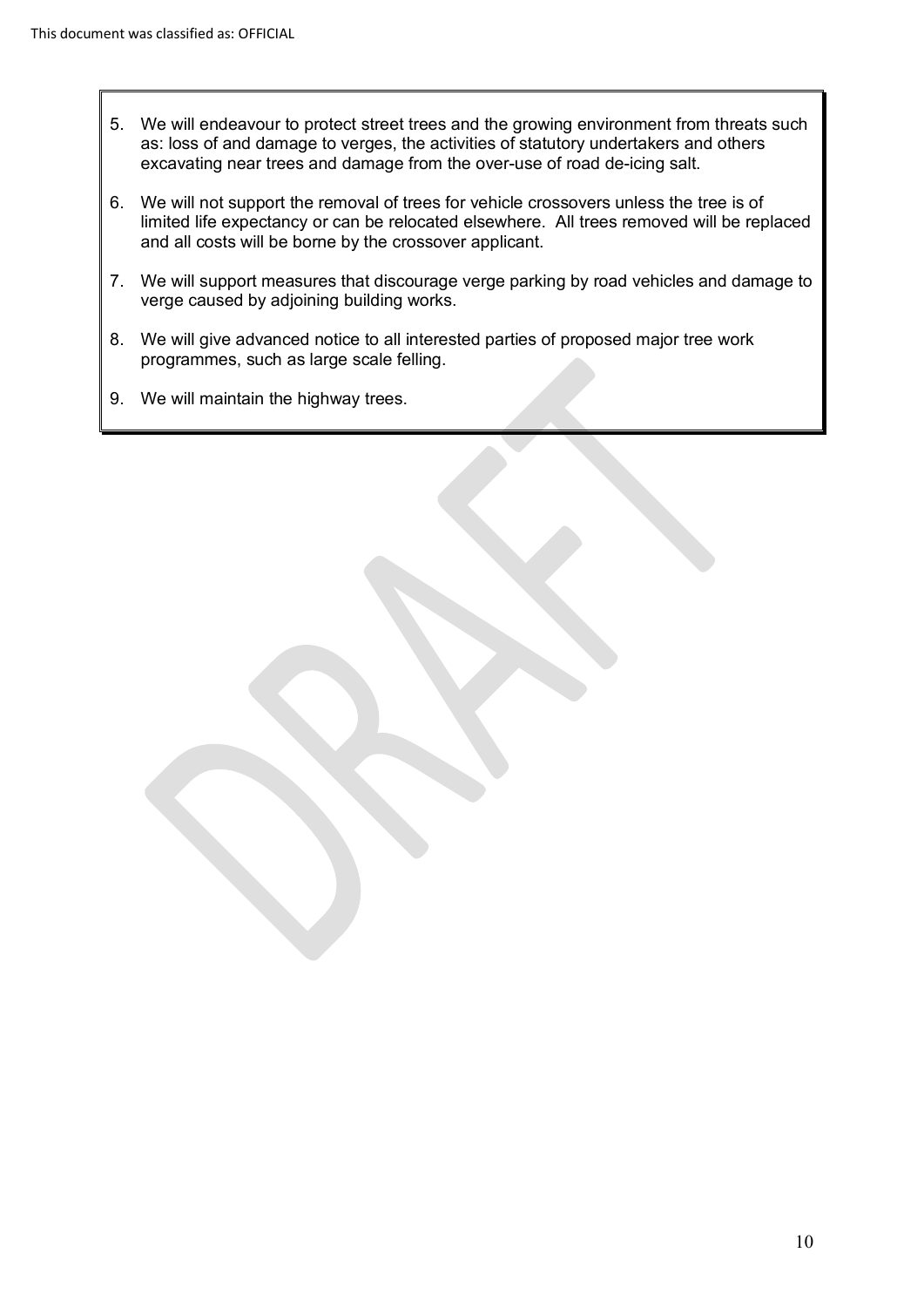5. We will endeavour to protect street trees and the growing environment from threats such as: loss of and damage to verges, the activities of statutory undertakers and others excavating near trees and damage from the over-use of road de-icing salt.

6. We will not support the removal of trees for vehicle crossovers unless the tree is of limited life expectancy or can be relocated elsewhere. All trees removed will be replaced and all costs will be borne by the crossover applicant.

7. We will support measures that discourage verge parking by road vehicles and damage to verge caused by adjoining building works.

8. We will give advanced notice to all interested parties of proposed major tree work programmes, such as large scale felling.

9. We will maintain the highway trees.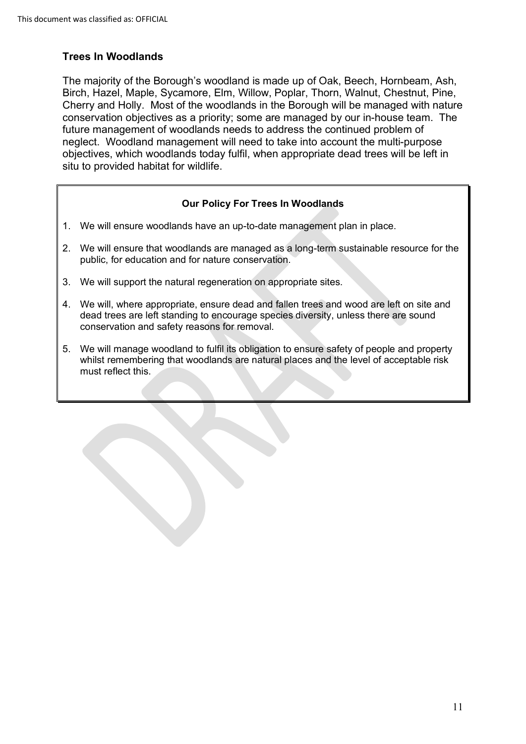## Trees In Woodlands

The majority of the Borough's woodland is made up of Oak, Beech, Hornbeam, Ash, Birch, Hazel, Maple, Sycamore, Elm, Willow, Poplar, Thorn, Walnut, Chestnut, Pine, Cherry and Holly. Most of the woodlands in the Borough will be managed with nature conservation objectives as a priority; some are managed by our in-house team. The future management of woodlands needs to address the continued problem of neglect. Woodland management will need to take into account the multi-purpose objectives, which woodlands today fulfil, when appropriate dead trees will be left in situ to provided habitat for wildlife.

**Our Policy For Trees In Woodlands**

1. We will ensure woodlands have an up-to-date management plan in place.
2. We will ensure that woodlands are managed as a long-term sustainable resource for the public, for education and for nature conservation.
3. We will support the natural regeneration on appropriate sites.
4. We will, where appropriate, ensure dead and fallen trees and wood are left on site and dead trees are left standing to encourage species diversity, unless there are sound conservation and safety reasons for removal.
5. We will manage woodland to fulfil its obligation to ensure safety of people and property whilst remembering that woodlands are natural places and the level of acceptable risk must reflect this.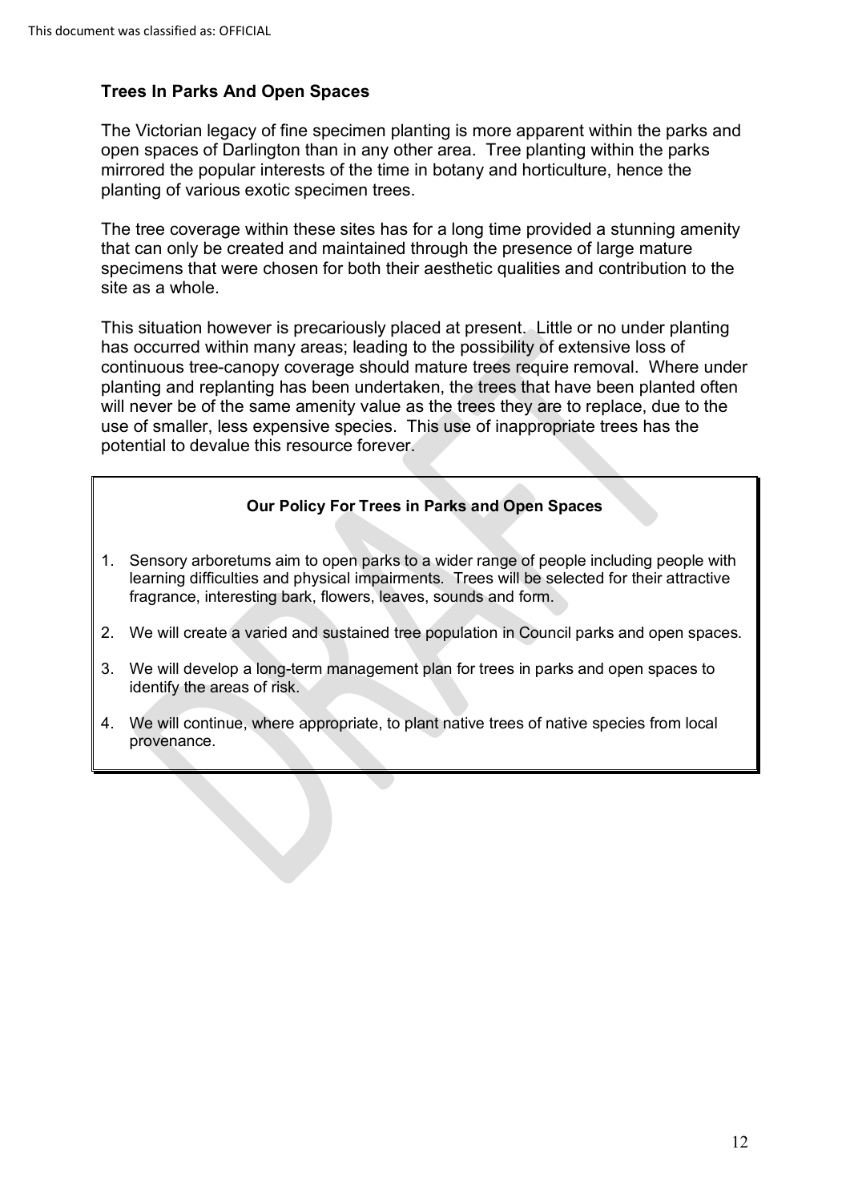## Trees In Parks And Open Spaces

The Victorian legacy of fine specimen planting is more apparent within the parks and open spaces of Darlington than in any other area. Tree planting within the parks mirrored the popular interests of the time in botany and horticulture, hence the planting of various exotic specimen trees.

The tree coverage within these sites has for a long time provided a stunning amenity that can only be created and maintained through the presence of large mature specimens that were chosen for both their aesthetic qualities and contribution to the site as a whole.

This situation however is precariously placed at present. Little or no under planting has occurred within many areas; leading to the possibility of extensive loss of continuous tree-canopy coverage should mature trees require removal. Where under planting and replanting has been undertaken, the trees that have been planted often will never be of the same amenity value as the trees they are to replace, due to the use of smaller, less expensive species. This use of inappropriate trees has the potential to devalue this resource forever.

**Our Policy For Trees in Parks and Open Spaces**

1. Sensory arboretums aim to open parks to a wider range of people including people with learning difficulties and physical impairments. Trees will be selected for their attractive fragrance, interesting bark, flowers, leaves, sounds and form.
2. We will create a varied and sustained tree population in Council parks and open spaces.
3. We will develop a long-term management plan for trees in parks and open spaces to identify the areas of risk.
4. We will continue, where appropriate, to plant native trees of native species from local provenance.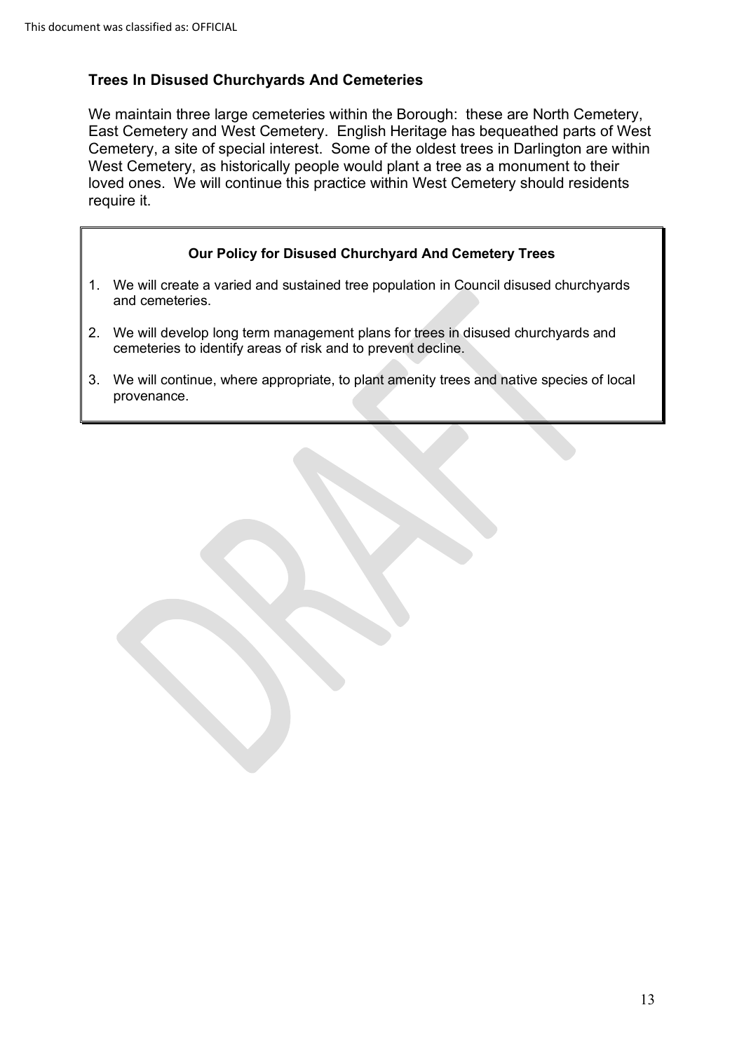## Trees In Disused Churchyards And Cemeteries

We maintain three large cemeteries within the Borough: these are North Cemetery, East Cemetery and West Cemetery. English Heritage has bequeathed parts of West Cemetery, a site of special interest. Some of the oldest trees in Darlington are within West Cemetery, as historically people would plant a tree as a monument to their loved ones. We will continue this practice within West Cemetery should residents require it.

**Our Policy for Disused Churchyard And Cemetery Trees**

1. We will create a varied and sustained tree population in Council disused churchyards and cemeteries.
2. We will develop long term management plans for trees in disused churchyards and cemeteries to identify areas of risk and to prevent decline.
3. We will continue, where appropriate, to plant amenity trees and native species of local provenance.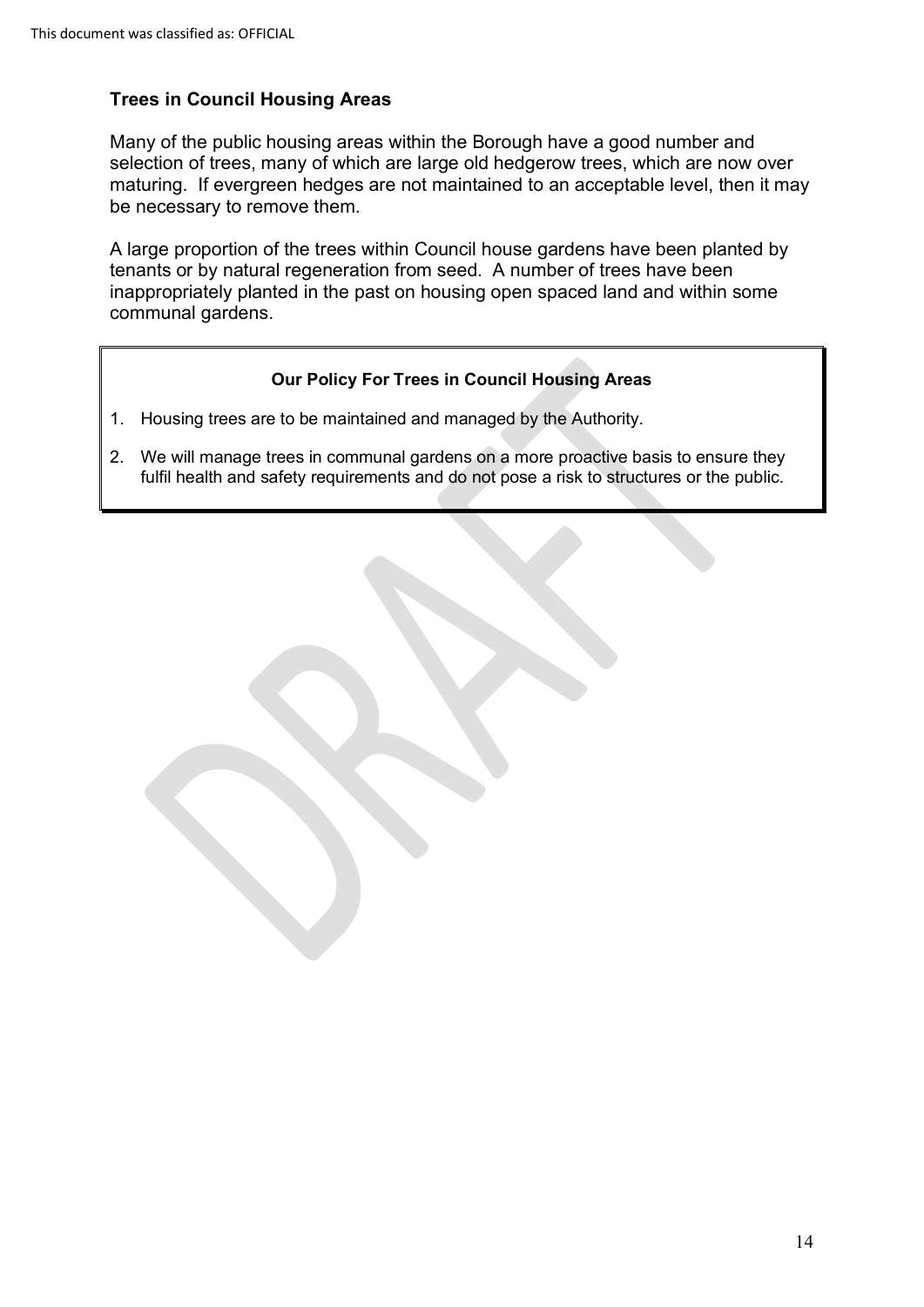## Trees in Council Housing Areas

Many of the public housing areas within the Borough have a good number and selection of trees, many of which are large old hedgerow trees, which are now over maturing. If evergreen hedges are not maintained to an acceptable level, then it may be necessary to remove them.

A large proportion of the trees within Council house gardens have been planted by tenants or by natural regeneration from seed. A number of trees have been inappropriately planted in the past on housing open spaced land and within some communal gardens.

**Our Policy For Trees in Council Housing Areas**

1. Housing trees are to be maintained and managed by the Authority.
2. We will manage trees in communal gardens on a more proactive basis to ensure they fulfil health and safety requirements and do not pose a risk to structures or the public.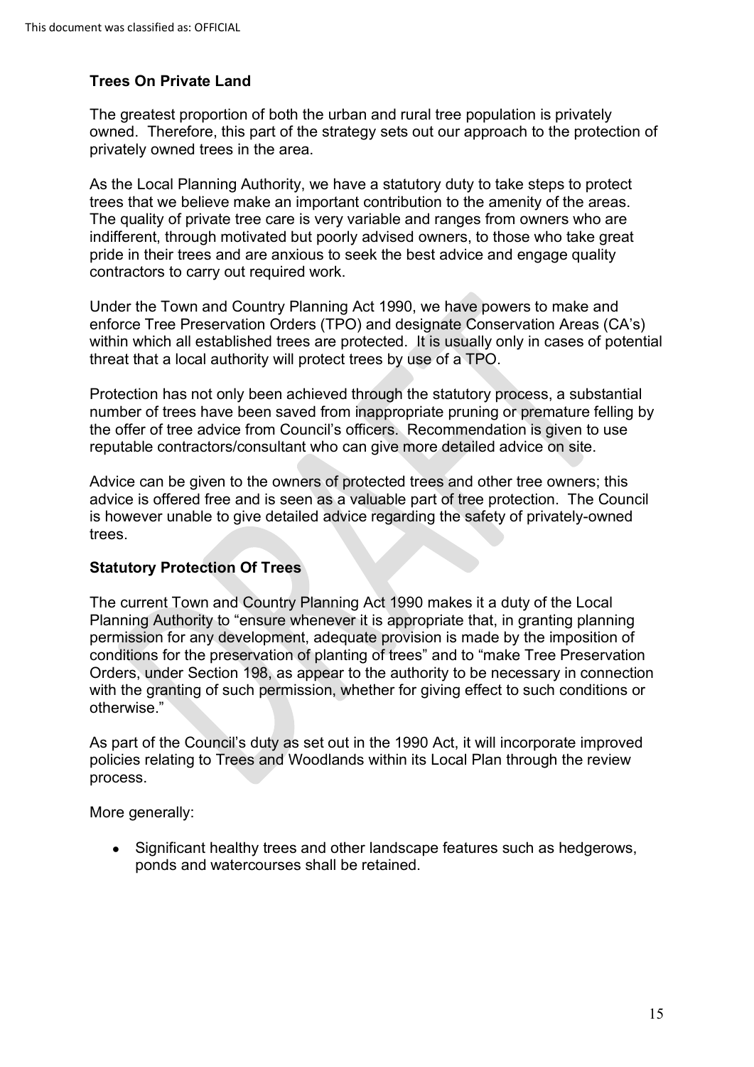**Trees On Private Land**

The greatest proportion of both the urban and rural tree population is privately owned. Therefore, this part of the strategy sets out our approach to the protection of privately owned trees in the area.

As the Local Planning Authority, we have a statutory duty to take steps to protect trees that we believe make an important contribution to the amenity of the areas. The quality of private tree care is very variable and ranges from owners who are indifferent, through motivated but poorly advised owners, to those who take great pride in their trees and are anxious to seek the best advice and engage quality contractors to carry out required work.

Under the Town and Country Planning Act 1990, we have powers to make and enforce Tree Preservation Orders (TPO) and designate Conservation Areas (CA's) within which all established trees are protected. It is usually only in cases of potential threat that a local authority will protect trees by use of a TPO.

Protection has not only been achieved through the statutory process, a substantial number of trees have been saved from inappropriate pruning or premature felling by the offer of tree advice from Council's officers. Recommendation is given to use reputable contractors/consultant who can give more detailed advice on site.

Advice can be given to the owners of protected trees and other tree owners; this advice is offered free and is seen as a valuable part of tree protection. The Council is however unable to give detailed advice regarding the safety of privately-owned trees.

**Statutory Protection Of Trees**

The current Town and Country Planning Act 1990 makes it a duty of the Local Planning Authority to "ensure whenever it is appropriate that, in granting planning permission for any development, adequate provision is made by the imposition of conditions for the preservation of planting of trees" and to "make Tree Preservation Orders, under Section 198, as appear to the authority to be necessary in connection with the granting of such permission, whether for giving effect to such conditions or otherwise."

As part of the Council's duty as set out in the 1990 Act, it will incorporate improved policies relating to Trees and Woodlands within its Local Plan through the review process.

More generally:

- Significant healthy trees and other landscape features such as hedgerows, ponds and watercourses shall be retained.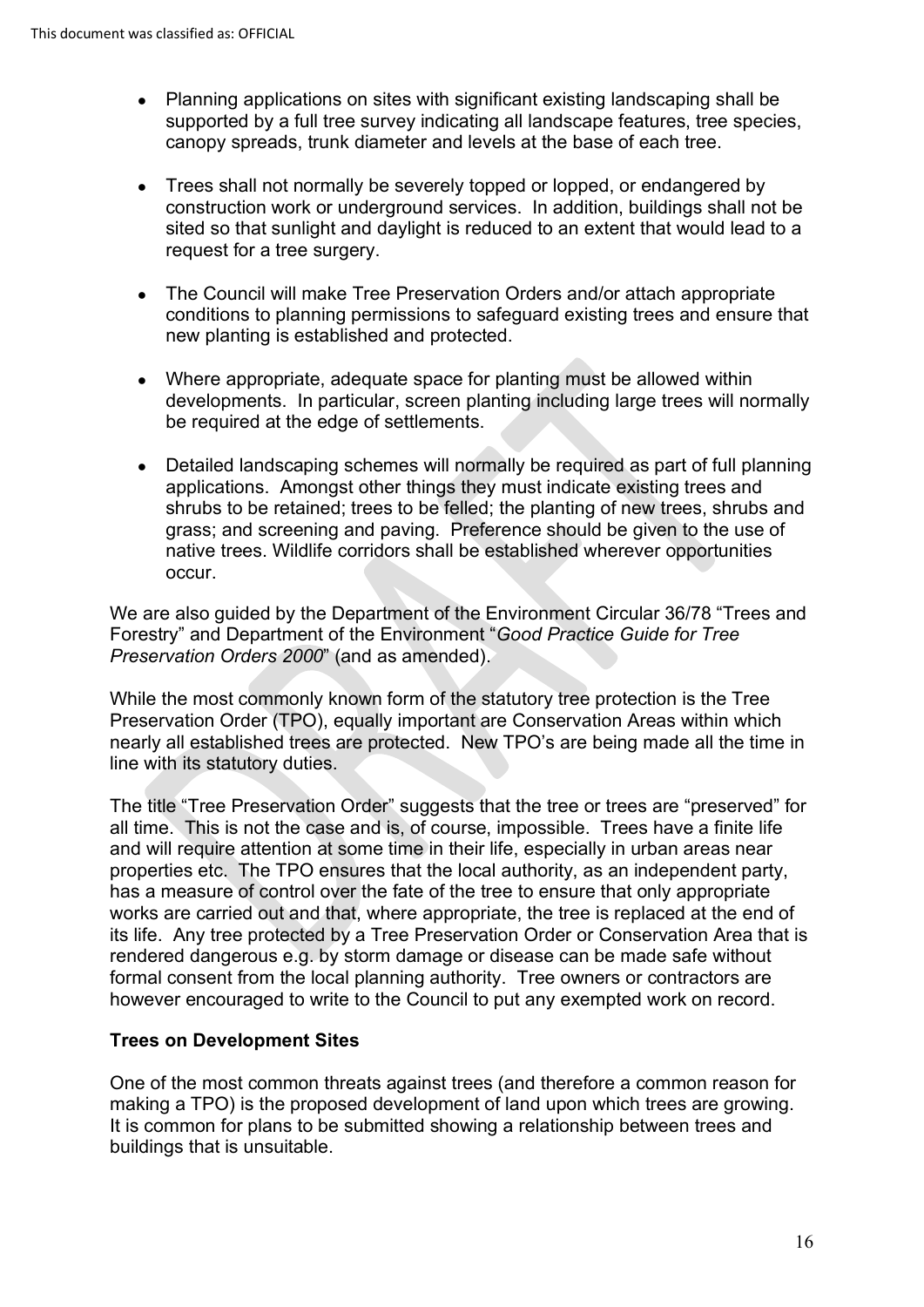- Planning applications on sites with significant existing landscaping shall be supported by a full tree survey indicating all landscape features, tree species, canopy spreads, trunk diameter and levels at the base of each tree.

- Trees shall not normally be severely topped or lopped, or endangered by construction work or underground services. In addition, buildings shall not be sited so that sunlight and daylight is reduced to an extent that would lead to a request for a tree surgery.

- The Council will make Tree Preservation Orders and/or attach appropriate conditions to planning permissions to safeguard existing trees and ensure that new planting is established and protected.

- Where appropriate, adequate space for planting must be allowed within developments. In particular, screen planting including large trees will normally be required at the edge of settlements.

- Detailed landscaping schemes will normally be required as part of full planning applications. Amongst other things they must indicate existing trees and shrubs to be retained; trees to be felled; the planting of new trees, shrubs and grass; and screening and paving. Preference should be given to the use of native trees. Wildlife corridors shall be established wherever opportunities occur.

We are also guided by the Department of the Environment Circular 36/78 "Trees and Forestry" and Department of the Environment "*Good Practice Guide for Tree Preservation Orders 2000*" (and as amended).

While the most commonly known form of the statutory tree protection is the Tree Preservation Order (TPO), equally important are Conservation Areas within which nearly all established trees are protected. New TPO's are being made all the time in line with its statutory duties.

The title "Tree Preservation Order" suggests that the tree or trees are "preserved" for all time. This is not the case and is, of course, impossible. Trees have a finite life and will require attention at some time in their life, especially in urban areas near properties etc. The TPO ensures that the local authority, as an independent party, has a measure of control over the fate of the tree to ensure that only appropriate works are carried out and that, where appropriate, the tree is replaced at the end of its life. Any tree protected by a Tree Preservation Order or Conservation Area that is rendered dangerous e.g. by storm damage or disease can be made safe without formal consent from the local planning authority. Tree owners or contractors are however encouraged to write to the Council to put any exempted work on record.

**Trees on Development Sites**

One of the most common threats against trees (and therefore a common reason for making a TPO) is the proposed development of land upon which trees are growing. It is common for plans to be submitted showing a relationship between trees and buildings that is unsuitable.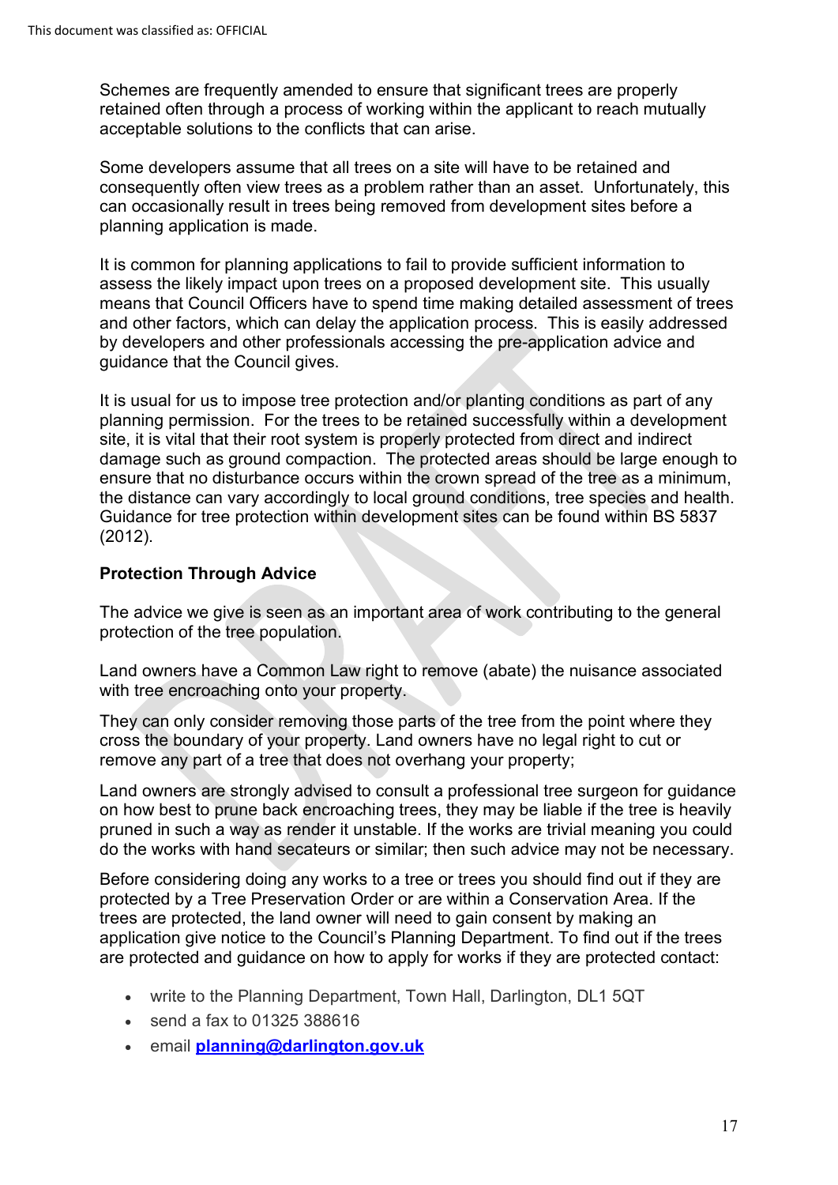Schemes are frequently amended to ensure that significant trees are properly retained often through a process of working within the applicant to reach mutually acceptable solutions to the conflicts that can arise.

Some developers assume that all trees on a site will have to be retained and consequently often view trees as a problem rather than an asset. Unfortunately, this can occasionally result in trees being removed from development sites before a planning application is made.

It is common for planning applications to fail to provide sufficient information to assess the likely impact upon trees on a proposed development site. This usually means that Council Officers have to spend time making detailed assessment of trees and other factors, which can delay the application process. This is easily addressed by developers and other professionals accessing the pre-application advice and guidance that the Council gives.

It is usual for us to impose tree protection and/or planting conditions as part of any planning permission. For the trees to be retained successfully within a development site, it is vital that their root system is properly protected from direct and indirect damage such as ground compaction. The protected areas should be large enough to ensure that no disturbance occurs within the crown spread of the tree as a minimum, the distance can vary accordingly to local ground conditions, tree species and health. Guidance for tree protection within development sites can be found within BS 5837 (2012).

**Protection Through Advice**

The advice we give is seen as an important area of work contributing to the general protection of the tree population.

Land owners have a Common Law right to remove (abate) the nuisance associated with tree encroaching onto your property.

They can only consider removing those parts of the tree from the point where they cross the boundary of your property. Land owners have no legal right to cut or remove any part of a tree that does not overhang your property;

Land owners are strongly advised to consult a professional tree surgeon for guidance on how best to prune back encroaching trees, they may be liable if the tree is heavily pruned in such a way as render it unstable. If the works are trivial meaning you could do the works with hand secateurs or similar; then such advice may not be necessary.

Before considering doing any works to a tree or trees you should find out if they are protected by a Tree Preservation Order or are within a Conservation Area. If the trees are protected, the land owner will need to gain consent by making an application give notice to the Council's Planning Department. To find out if the trees are protected and guidance on how to apply for works if they are protected contact:

- write to the Planning Department, Town Hall, Darlington, DL1 5QT
- send a fax to 01325 388616
- email **planning@darlington.gov.uk**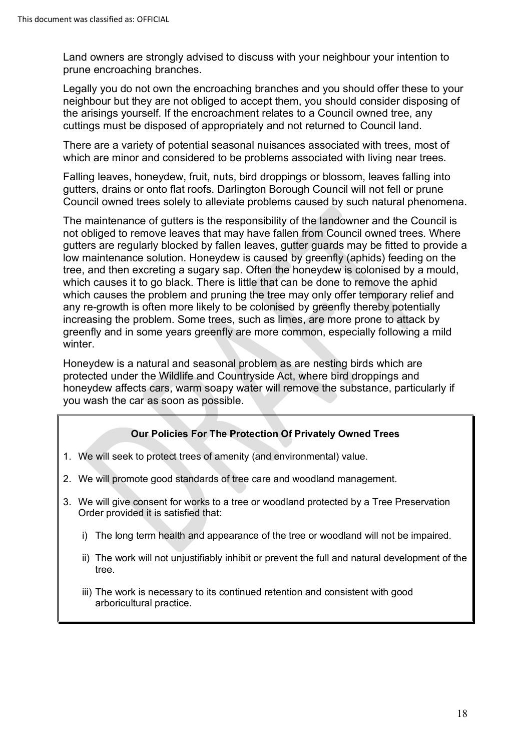Land owners are strongly advised to discuss with your neighbour your intention to prune encroaching branches.

Legally you do not own the encroaching branches and you should offer these to your neighbour but they are not obliged to accept them, you should consider disposing of the arisings yourself. If the encroachment relates to a Council owned tree, any cuttings must be disposed of appropriately and not returned to Council land.

There are a variety of potential seasonal nuisances associated with trees, most of which are minor and considered to be problems associated with living near trees.

Falling leaves, honeydew, fruit, nuts, bird droppings or blossom, leaves falling into gutters, drains or onto flat roofs. Darlington Borough Council will not fell or prune Council owned trees solely to alleviate problems caused by such natural phenomena.

The maintenance of gutters is the responsibility of the landowner and the Council is not obliged to remove leaves that may have fallen from Council owned trees. Where gutters are regularly blocked by fallen leaves, gutter guards may be fitted to provide a low maintenance solution. Honeydew is caused by greenfly (aphids) feeding on the tree, and then excreting a sugary sap. Often the honeydew is colonised by a mould, which causes it to go black. There is little that can be done to remove the aphid which causes the problem and pruning the tree may only offer temporary relief and any re-growth is often more likely to be colonised by greenfly thereby potentially increasing the problem. Some trees, such as limes, are more prone to attack by greenfly and in some years greenfly are more common, especially following a mild winter.

Honeydew is a natural and seasonal problem as are nesting birds which are protected under the Wildlife and Countryside Act, where bird droppings and honeydew affects cars, warm soapy water will remove the substance, particularly if you wash the car as soon as possible.

**Our Policies For The Protection Of Privately Owned Trees**

1. We will seek to protect trees of amenity (and environmental) value.
2. We will promote good standards of tree care and woodland management.
3. We will give consent for works to a tree or woodland protected by a Tree Preservation Order provided it is satisfied that:
   i) The long term health and appearance of the tree or woodland will not be impaired.
   ii) The work will not unjustifiably inhibit or prevent the full and natural development of the tree.
   iii) The work is necessary to its continued retention and consistent with good arboricultural practice.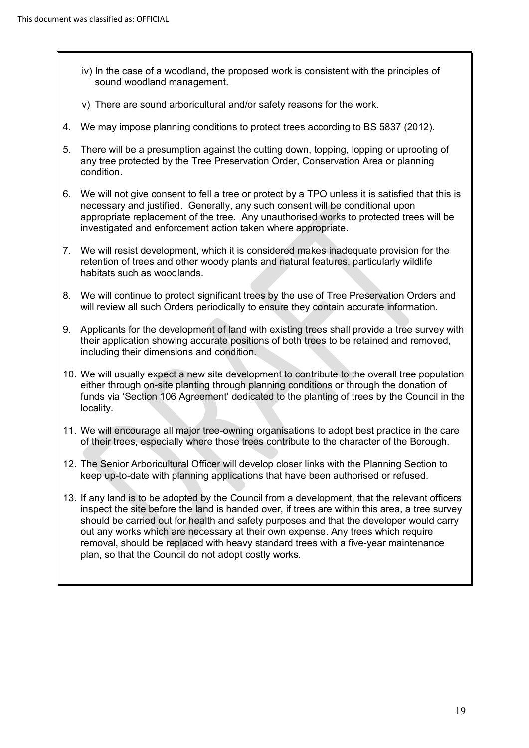iv) In the case of a woodland, the proposed work is consistent with the principles of sound woodland management.

v) There are sound arboricultural and/or safety reasons for the work.

4. We may impose planning conditions to protect trees according to BS 5837 (2012).

5. There will be a presumption against the cutting down, topping, lopping or uprooting of any tree protected by the Tree Preservation Order, Conservation Area or planning condition.

6. We will not give consent to fell a tree or protect by a TPO unless it is satisfied that this is necessary and justified. Generally, any such consent will be conditional upon appropriate replacement of the tree. Any unauthorised works to protected trees will be investigated and enforcement action taken where appropriate.

7. We will resist development, which it is considered makes inadequate provision for the retention of trees and other woody plants and natural features, particularly wildlife habitats such as woodlands.

8. We will continue to protect significant trees by the use of Tree Preservation Orders and will review all such Orders periodically to ensure they contain accurate information.

9. Applicants for the development of land with existing trees shall provide a tree survey with their application showing accurate positions of both trees to be retained and removed, including their dimensions and condition.

10. We will usually expect a new site development to contribute to the overall tree population either through on-site planting through planning conditions or through the donation of funds via 'Section 106 Agreement' dedicated to the planting of trees by the Council in the locality.

11. We will encourage all major tree-owning organisations to adopt best practice in the care of their trees, especially where those trees contribute to the character of the Borough.

12. The Senior Arboricultural Officer will develop closer links with the Planning Section to keep up-to-date with planning applications that have been authorised or refused.

13. If any land is to be adopted by the Council from a development, that the relevant officers inspect the site before the land is handed over, if trees are within this area, a tree survey should be carried out for health and safety purposes and that the developer would carry out any works which are necessary at their own expense. Any trees which require removal, should be replaced with heavy standard trees with a five-year maintenance plan, so that the Council do not adopt costly works.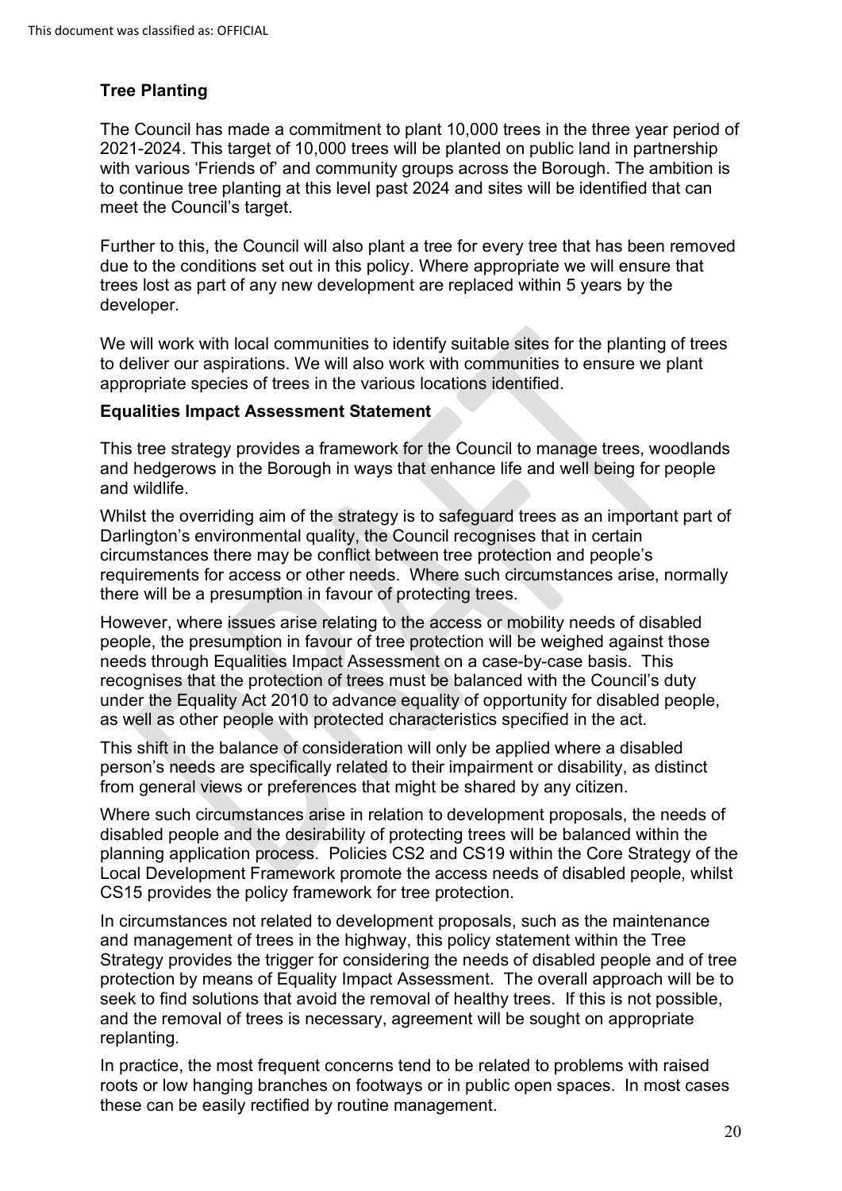## Tree Planting

The Council has made a commitment to plant 10,000 trees in the three year period of 2021-2024. This target of 10,000 trees will be planted on public land in partnership with various 'Friends of' and community groups across the Borough. The ambition is to continue tree planting at this level past 2024 and sites will be identified that can meet the Council's target.

Further to this, the Council will also plant a tree for every tree that has been removed due to the conditions set out in this policy. Where appropriate we will ensure that trees lost as part of any new development are replaced within 5 years by the developer.

We will work with local communities to identify suitable sites for the planting of trees to deliver our aspirations. We will also work with communities to ensure we plant appropriate species of trees in the various locations identified.

## Equalities Impact Assessment Statement

This tree strategy provides a framework for the Council to manage trees, woodlands and hedgerows in the Borough in ways that enhance life and well being for people and wildlife.

Whilst the overriding aim of the strategy is to safeguard trees as an important part of Darlington's environmental quality, the Council recognises that in certain circumstances there may be conflict between tree protection and people's requirements for access or other needs. Where such circumstances arise, normally there will be a presumption in favour of protecting trees.

However, where issues arise relating to the access or mobility needs of disabled people, the presumption in favour of tree protection will be weighed against those needs through Equalities Impact Assessment on a case-by-case basis. This recognises that the protection of trees must be balanced with the Council's duty under the Equality Act 2010 to advance equality of opportunity for disabled people, as well as other people with protected characteristics specified in the act.

This shift in the balance of consideration will only be applied where a disabled person's needs are specifically related to their impairment or disability, as distinct from general views or preferences that might be shared by any citizen.

Where such circumstances arise in relation to development proposals, the needs of disabled people and the desirability of protecting trees will be balanced within the planning application process. Policies CS2 and CS19 within the Core Strategy of the Local Development Framework promote the access needs of disabled people, whilst CS15 provides the policy framework for tree protection.

In circumstances not related to development proposals, such as the maintenance and management of trees in the highway, this policy statement within the Tree Strategy provides the trigger for considering the needs of disabled people and of tree protection by means of Equality Impact Assessment. The overall approach will be to seek to find solutions that avoid the removal of healthy trees. If this is not possible, and the removal of trees is necessary, agreement will be sought on appropriate replanting.

In practice, the most frequent concerns tend to be related to problems with raised roots or low hanging branches on footways or in public open spaces. In most cases these can be easily rectified by routine management.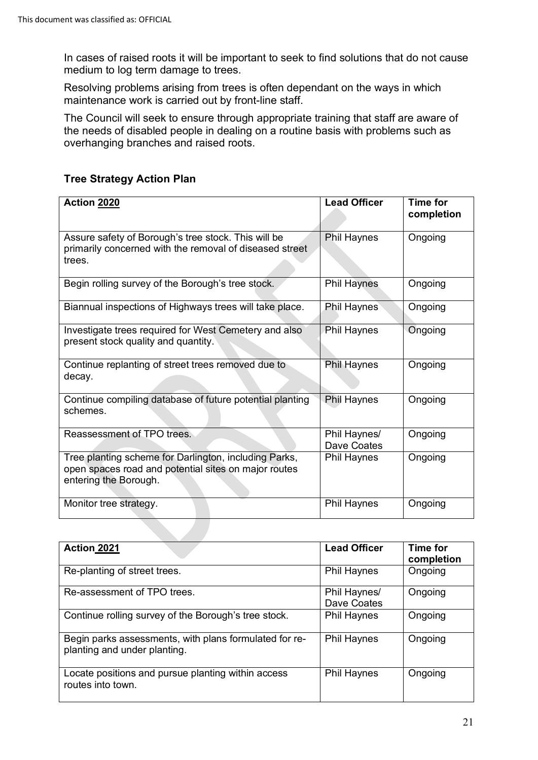In cases of raised roots it will be important to seek to find solutions that do not cause medium to log term damage to trees.

Resolving problems arising from trees is often dependant on the ways in which maintenance work is carried out by front-line staff.

The Council will seek to ensure through appropriate training that staff are aware of the needs of disabled people in dealing on a routine basis with problems such as overhanging branches and raised roots.

### Tree Strategy Action Plan

| **Action 2020** | **Lead Officer** | **Time for completion** |
|---|---|---|
| Assure safety of Borough's tree stock. This will be primarily concerned with the removal of diseased street trees. | Phil Haynes | Ongoing |
| Begin rolling survey of the Borough's tree stock. | Phil Haynes | Ongoing |
| Biannual inspections of Highways trees will take place. | Phil Haynes | Ongoing |
| Investigate trees required for West Cemetery and also present stock quality and quantity. | Phil Haynes | Ongoing |
| Continue replanting of street trees removed due to decay. | Phil Haynes | Ongoing |
| Continue compiling database of future potential planting schemes. | Phil Haynes | Ongoing |
| Reassessment of TPO trees. | Phil Haynes/ Dave Coates | Ongoing |
| Tree planting scheme for Darlington, including Parks, open spaces road and potential sites on major routes entering the Borough. | Phil Haynes | Ongoing |
| Monitor tree strategy. | Phil Haynes | Ongoing |

| **Action 2021** | **Lead Officer** | **Time for completion** |
|---|---|---|
| Re-planting of street trees. | Phil Haynes | Ongoing |
| Re-assessment of TPO trees. | Phil Haynes/ Dave Coates | Ongoing |
| Continue rolling survey of the Borough's tree stock. | Phil Haynes | Ongoing |
| Begin parks assessments, with plans formulated for re-planting and under planting. | Phil Haynes | Ongoing |
| Locate positions and pursue planting within access routes into town. | Phil Haynes | Ongoing |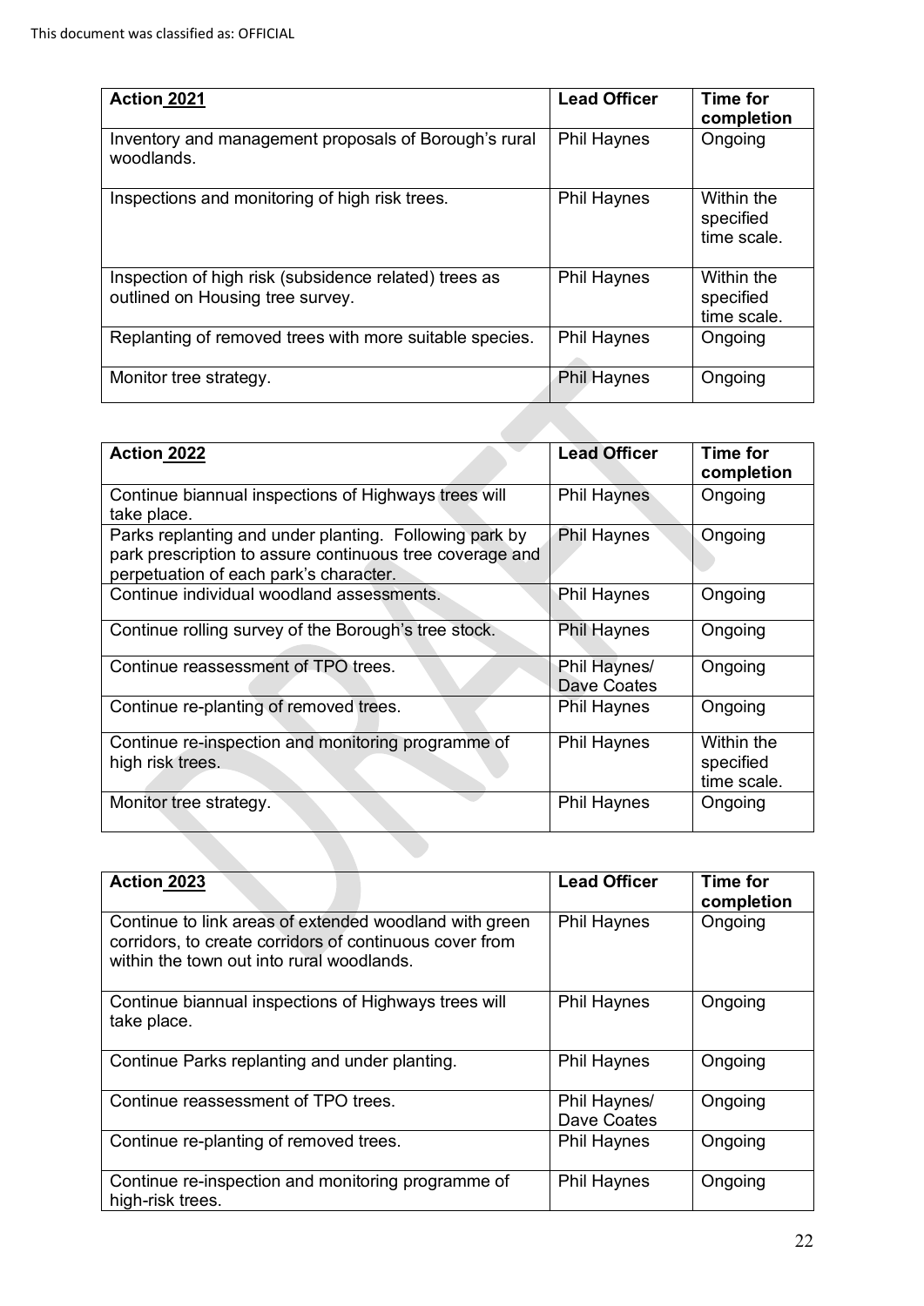| Action 2021 | Lead Officer | Time for completion |
|---|---|---|
| Inventory and management proposals of Borough's rural woodlands. | Phil Haynes | Ongoing |
| Inspections and monitoring of high risk trees. | Phil Haynes | Within the specified time scale. |
| Inspection of high risk (subsidence related) trees as outlined on Housing tree survey. | Phil Haynes | Within the specified time scale. |
| Replanting of removed trees with more suitable species. | Phil Haynes | Ongoing |
| Monitor tree strategy. | Phil Haynes | Ongoing |

| Action 2022 | Lead Officer | Time for completion |
|---|---|---|
| Continue biannual inspections of Highways trees will take place. | Phil Haynes | Ongoing |
| Parks replanting and under planting. Following park by park prescription to assure continuous tree coverage and perpetuation of each park's character. | Phil Haynes | Ongoing |
| Continue individual woodland assessments. | Phil Haynes | Ongoing |
| Continue rolling survey of the Borough's tree stock. | Phil Haynes | Ongoing |
| Continue reassessment of TPO trees. | Phil Haynes/ Dave Coates | Ongoing |
| Continue re-planting of removed trees. | Phil Haynes | Ongoing |
| Continue re-inspection and monitoring programme of high risk trees. | Phil Haynes | Within the specified time scale. |
| Monitor tree strategy. | Phil Haynes | Ongoing |

| Action 2023 | Lead Officer | Time for completion |
|---|---|---|
| Continue to link areas of extended woodland with green corridors, to create corridors of continuous cover from within the town out into rural woodlands. | Phil Haynes | Ongoing |
| Continue biannual inspections of Highways trees will take place. | Phil Haynes | Ongoing |
| Continue Parks replanting and under planting. | Phil Haynes | Ongoing |
| Continue reassessment of TPO trees. | Phil Haynes/ Dave Coates | Ongoing |
| Continue re-planting of removed trees. | Phil Haynes | Ongoing |
| Continue re-inspection and monitoring programme of high-risk trees. | Phil Haynes | Ongoing |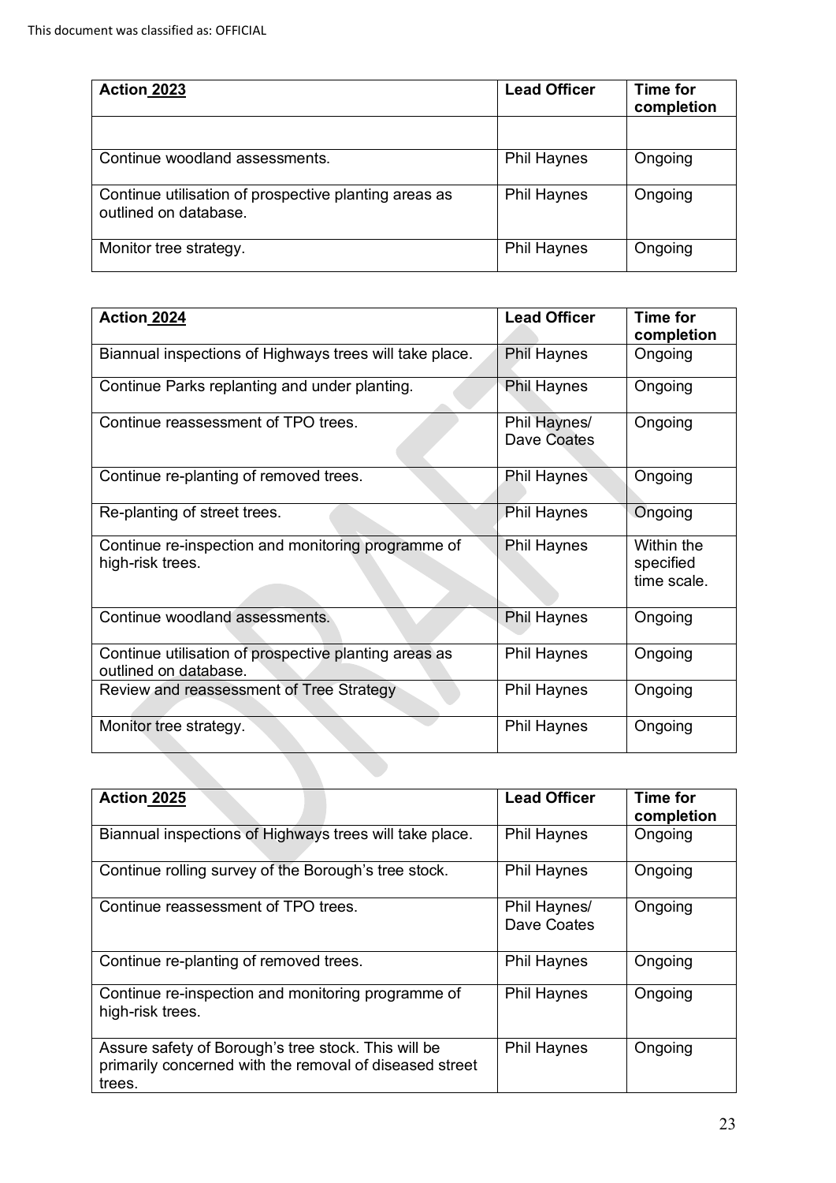| **Action 2023** | **Lead Officer** | **Time for completion** |
| --- | --- | --- |
| | | |
| Continue woodland assessments. | Phil Haynes | Ongoing |
| Continue utilisation of prospective planting areas as outlined on database. | Phil Haynes | Ongoing |
| Monitor tree strategy. | Phil Haynes | Ongoing |

| **Action 2024** | **Lead Officer** | **Time for completion** |
| --- | --- | --- |
| Biannual inspections of Highways trees will take place. | Phil Haynes | Ongoing |
| Continue Parks replanting and under planting. | Phil Haynes | Ongoing |
| Continue reassessment of TPO trees. | Phil Haynes/ Dave Coates | Ongoing |
| Continue re-planting of removed trees. | Phil Haynes | Ongoing |
| Re-planting of street trees. | Phil Haynes | Ongoing |
| Continue re-inspection and monitoring programme of high-risk trees. | Phil Haynes | Within the specified time scale. |
| Continue woodland assessments. | Phil Haynes | Ongoing |
| Continue utilisation of prospective planting areas as outlined on database. | Phil Haynes | Ongoing |
| Review and reassessment of Tree Strategy | Phil Haynes | Ongoing |
| Monitor tree strategy. | Phil Haynes | Ongoing |

| **Action 2025** | **Lead Officer** | **Time for completion** |
| --- | --- | --- |
| Biannual inspections of Highways trees will take place. | Phil Haynes | Ongoing |
| Continue rolling survey of the Borough's tree stock. | Phil Haynes | Ongoing |
| Continue reassessment of TPO trees. | Phil Haynes/ Dave Coates | Ongoing |
| Continue re-planting of removed trees. | Phil Haynes | Ongoing |
| Continue re-inspection and monitoring programme of high-risk trees. | Phil Haynes | Ongoing |
| Assure safety of Borough's tree stock. This will be primarily concerned with the removal of diseased street trees. | Phil Haynes | Ongoing |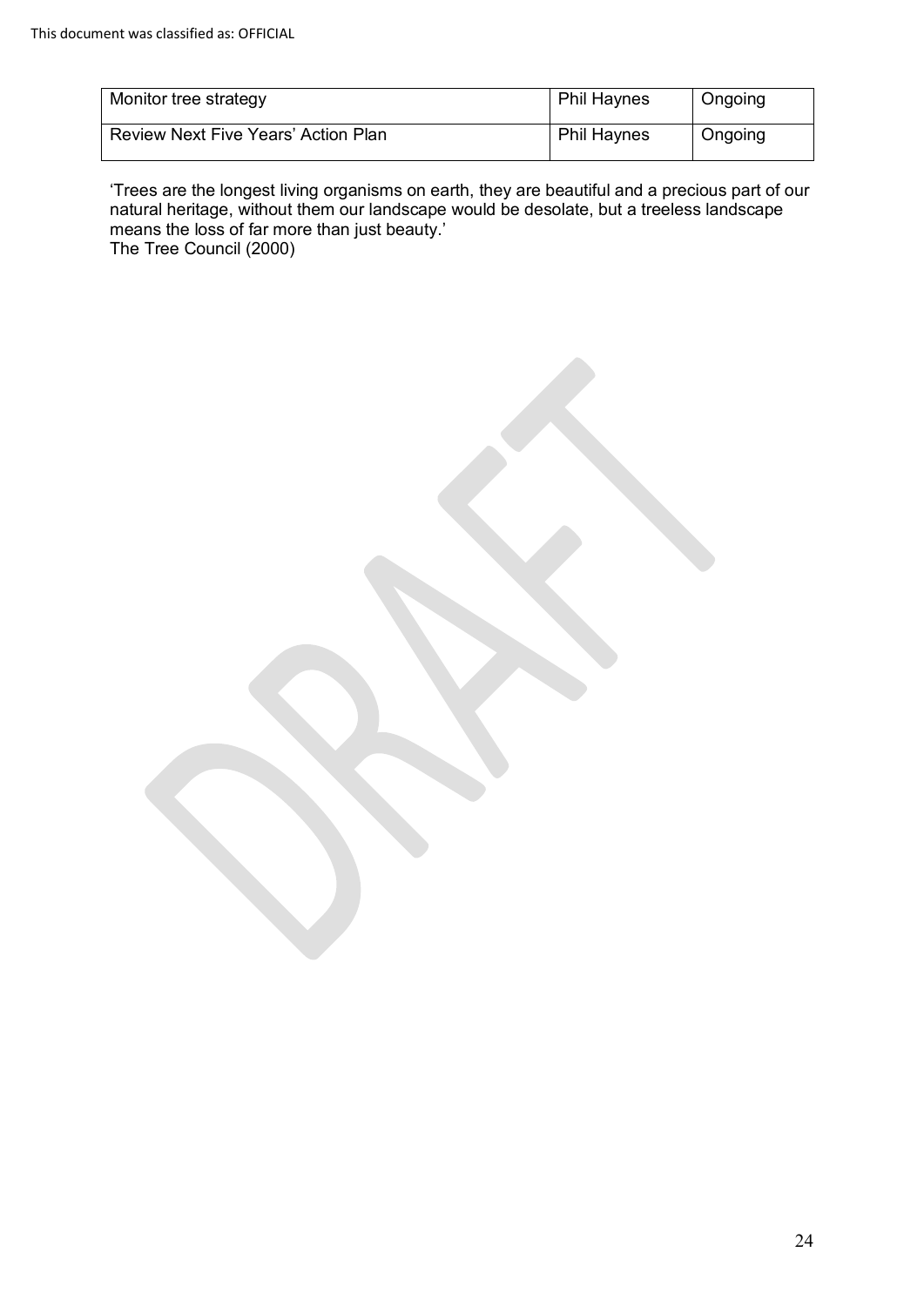| | | |
|---|---|---|
| Monitor tree strategy | Phil Haynes | Ongoing |
| Review Next Five Years' Action Plan | Phil Haynes | Ongoing |

'Trees are the longest living organisms on earth, they are beautiful and a precious part of our natural heritage, without them our landscape would be desolate, but a treeless landscape means the loss of far more than just beauty.'
The Tree Council (2000)